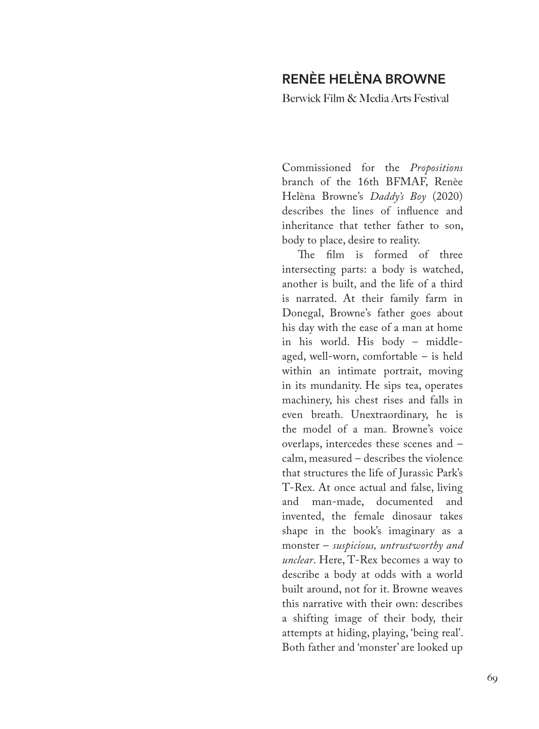## RENÈE HELÈNA BROWNE

Berwick Film & Media Arts Festival

Commissioned for the *Propositions* branch of the 16th BFMAF, Renèe Helèna Browne's *Daddy's Boy* (2020) describes the lines of influence and inheritance that tether father to son, body to place, desire to reality.

The film is formed of three intersecting parts: a body is watched, another is built, and the life of a third is narrated. At their family farm in Donegal, Browne's father goes about his day with the ease of a man at home in his world. His body – middle-aged, well-worn, comfortable – is held within an intimate portrait, moving in its mundanity. He sips tea, operates machinery, his chest rises and falls in even breath. Unextraordinary, he is the model of a man. Browne's voice overlaps, intercedes these scenes and – calm, measured – describes the violence that structures the life of Jurassic Park's T-Rex. At once actual and false, living and man-made, documented and invented, the female dinosaur takes shape in the book's imaginary as a monster – *suspicious, untrustworthy and unclear*. Here, T-Rex becomes a way to describe a body at odds with a world built around, not for it. Browne weaves this narrative with their own: describes a shifting image of their body, their attempts at hiding, playing, 'being real'. Both father and 'monster' are looked up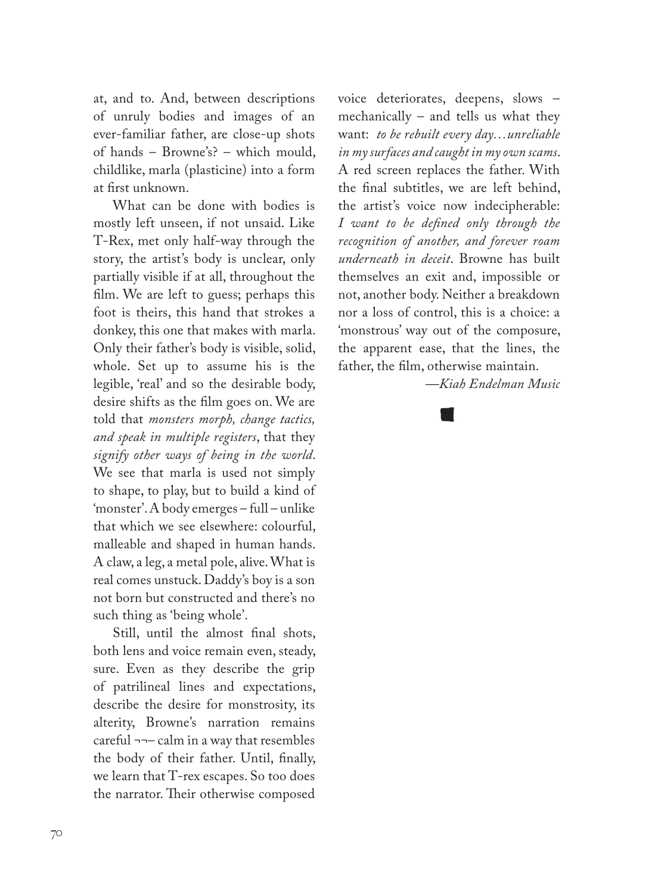at, and to. And, between descriptions of unruly bodies and images of an ever-familiar father, are close-up shots of hands – Browne's? – which mould, childlike, marla (plasticine) into a form at first unknown.

What can be done with bodies is mostly left unseen, if not unsaid. Like T-Rex, met only half-way through the story, the artist's body is unclear, only partially visible if at all, throughout the film. We are left to guess; perhaps this foot is theirs, this hand that strokes a donkey, this one that makes with marla. Only their father's body is visible, solid, whole. Set up to assume his is the legible, 'real' and so the desirable body, desire shifts as the film goes on. We are told that *monsters morph, change tactics, and speak in multiple registers*, that they *signify other ways of being in the world*. We see that marla is used not simply to shape, to play, but to build a kind of 'monster'. A body emerges – full – unlike that which we see elsewhere: colourful, malleable and shaped in human hands. A claw, a leg, a metal pole, alive. What is real comes unstuck. Daddy's boy is a son not born but constructed and there's no such thing as 'being whole'.

Still, until the almost final shots, both lens and voice remain even, steady, sure. Even as they describe the grip of patrilineal lines and expectations, describe the desire for monstrosity, its alterity, Browne's narration remains careful ¬¬– calm in a way that resembles the body of their father. Until, finally, we learn that T-rex escapes. So too does the narrator. Their otherwise composed voice deteriorates, deepens, slows – mechanically – and tells us what they want: *to be rebuilt every day…unreliable in my surfaces and caught in my own scams*. A red screen replaces the father. With the final subtitles, we are left behind, the artist's voice now indecipherable: *I want to be defined only through the recognition of another, and forever roam underneath in deceit*. Browne has built themselves an exit and, impossible or not, another body. Neither a breakdown nor a loss of control, this is a choice: a 'monstrous' way out of the composure, the apparent ease, that the lines, the father, the film, otherwise maintain.

*—Kiah Endelman Music*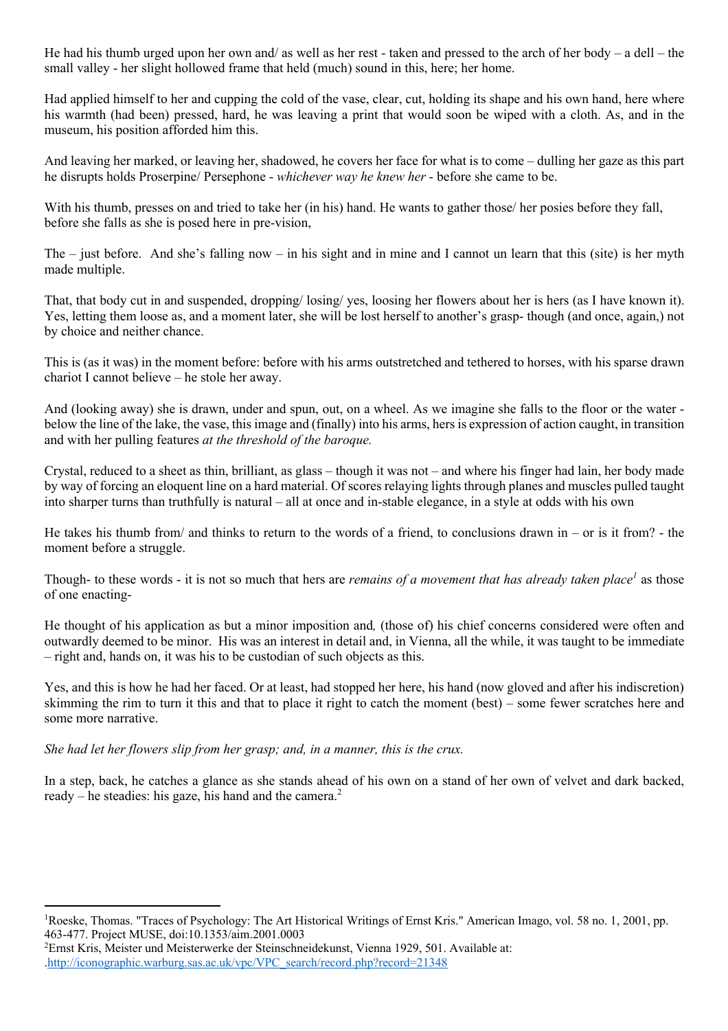He had his thumb urged upon her own and/ as well as her rest - taken and pressed to the arch of her body – a dell – the small valley - her slight hollowed frame that held (much) sound in this, here; her home.

Had applied himself to her and cupping the cold of the vase, clear, cut, holding its shape and his own hand, here where his warmth (had been) pressed, hard, he was leaving a print that would soon be wiped with a cloth. As, and in the museum, his position afforded him this.

And leaving her marked, or leaving her, shadowed, he covers her face for what is to come – dulling her gaze as this part he disrupts holds Proserpine/ Persephone - *whichever way he knew her* - before she came to be.

With his thumb, presses on and tried to take her (in his) hand. He wants to gather those/ her posies before they fall, before she falls as she is posed here in pre-vision,

The – just before. And she's falling now – in his sight and in mine and I cannot un learn that this (site) is her myth made multiple.

That, that body cut in and suspended, dropping/ losing/ yes, loosing her flowers about her is hers (as I have known it). Yes, letting them loose as, and a moment later, she will be lost herself to another's grasp- though (and once, again,) not by choice and neither chance.

This is (as it was) in the moment before: before with his arms outstretched and tethered to horses, with his sparse drawn chariot I cannot believe – he stole her away.

And (looking away) she is drawn, under and spun, out, on a wheel. As we imagine she falls to the floor or the water - below the line of the lake, the vase, this image and (finally) into his arms, hers is expression of action caught, in transition and with her pulling features *at the threshold of the baroque.*

Crystal, reduced to a sheet as thin, brilliant, as glass – though it was not – and where his finger had lain, her body made by way of forcing an eloquent line on a hard material. Of scores relaying lights through planes and muscles pulled taught into sharper turns than truthfully is natural – all at once and in-stable elegance, in a style at odds with his own

He takes his thumb from/ and thinks to return to the words of a friend, to conclusions drawn in – or is it from? - the moment before a struggle.

Though- to these words - it is not so much that hers are *remains of a movement that has already taken place*[1] as those of one enacting-

He thought of his application as but a minor imposition and, (those of) his chief concerns considered were often and outwardly deemed to be minor. His was an interest in detail and, in Vienna, all the while, it was taught to be immediate – right and, hands on, it was his to be custodian of such objects as this.

Yes, and this is how he had her faced. Or at least, had stopped her here, his hand (now gloved and after his indiscretion) skimming the rim to turn it this and that to place it right to catch the moment (best) – some fewer scratches here and some more narrative.

*She had let her flowers slip from her grasp; and, in a manner, this is the crux.*

In a step, back, he catches a glance as she stands ahead of his own on a stand of her own of velvet and dark backed, ready – he steadies: his gaze, his hand and the camera.[2]

---

[1] Roeske, Thomas. "Traces of Psychology: The Art Historical Writings of Ernst Kris." American Imago, vol. 58 no. 1, 2001, pp. 463-477. Project MUSE, doi:10.1353/aim.2001.0003

[2] Ernst Kris, Meister und Meisterwerke der Steinschneidekunst, Vienna 1929, 501. Available at: .http://iconographic.warburg.sas.ac.uk/vpc/VPC_search/record.php?record=21348